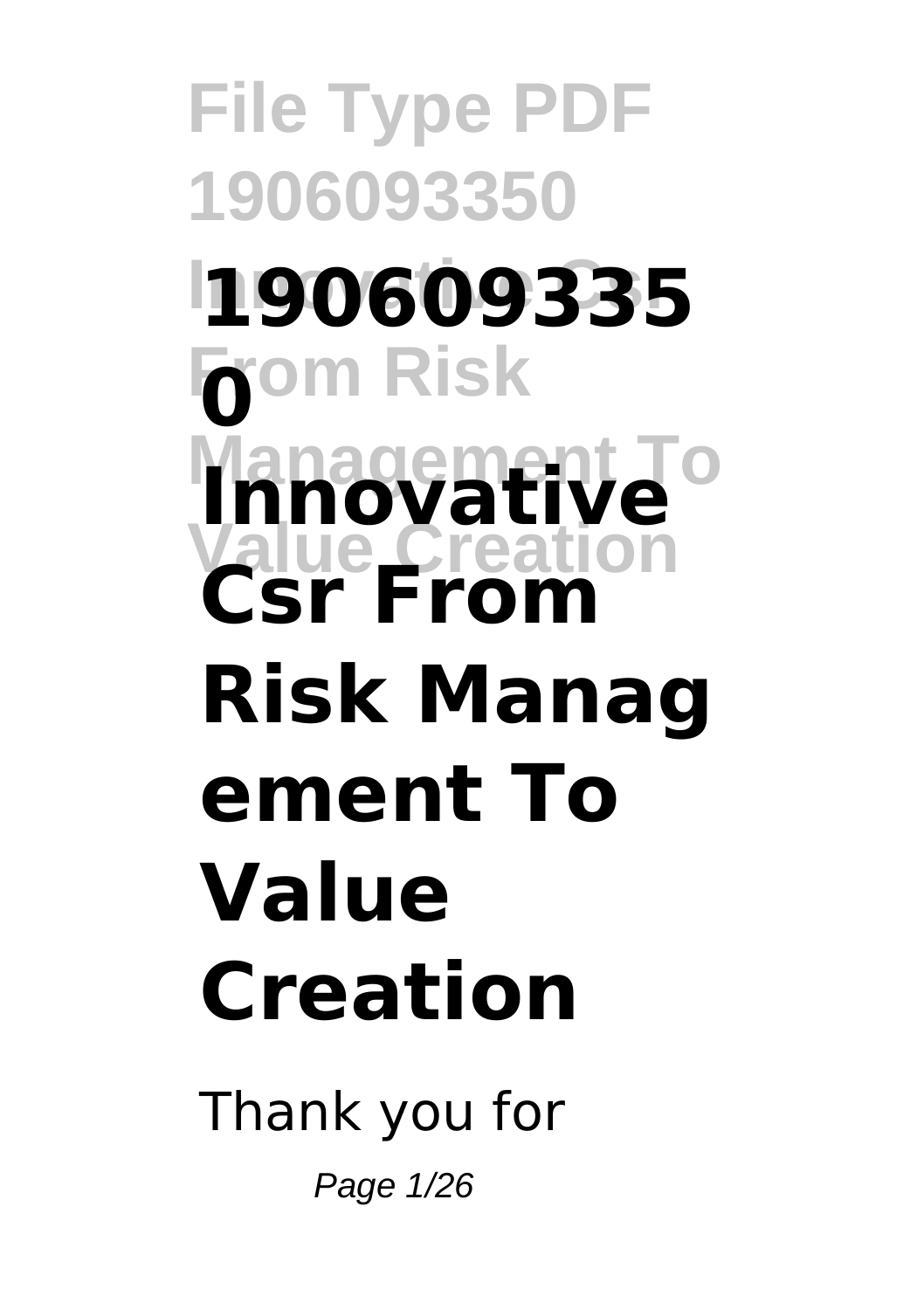# 1906093350 Innovative Csr From Risk Management To Value Creation

Thank you for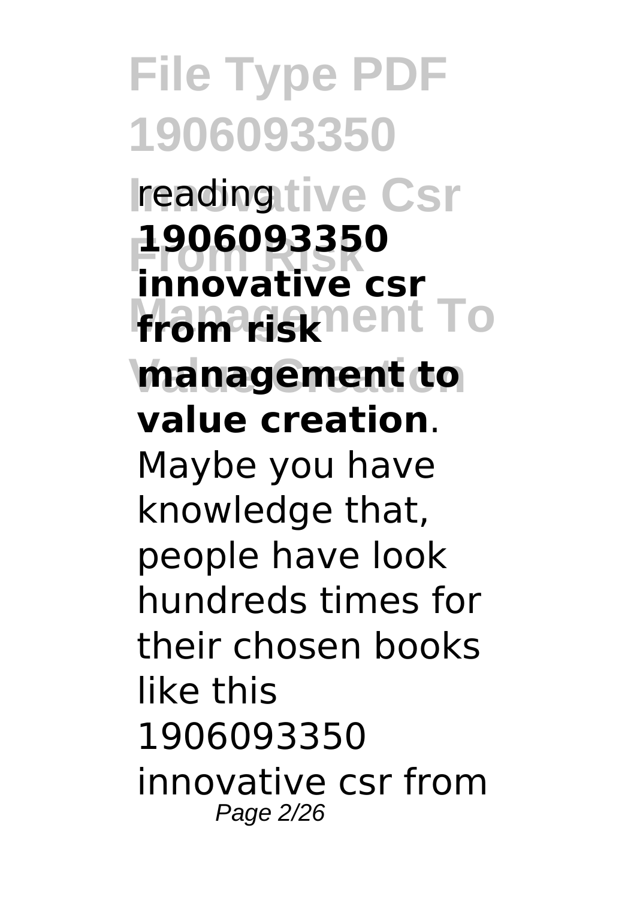reading **1906093350 innovative csr from risk management to value creation**. Maybe you have knowledge that, people have look hundreds times for their chosen books like this 1906093350 innovative csr from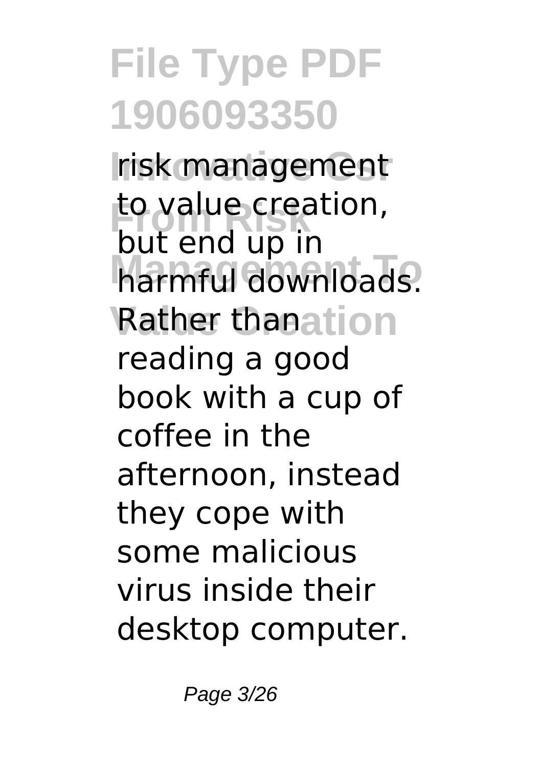risk management to value creation, but end up in harmful downloads. Rather than reading a good book with a cup of coffee in the afternoon, instead they cope with some malicious virus inside their desktop computer.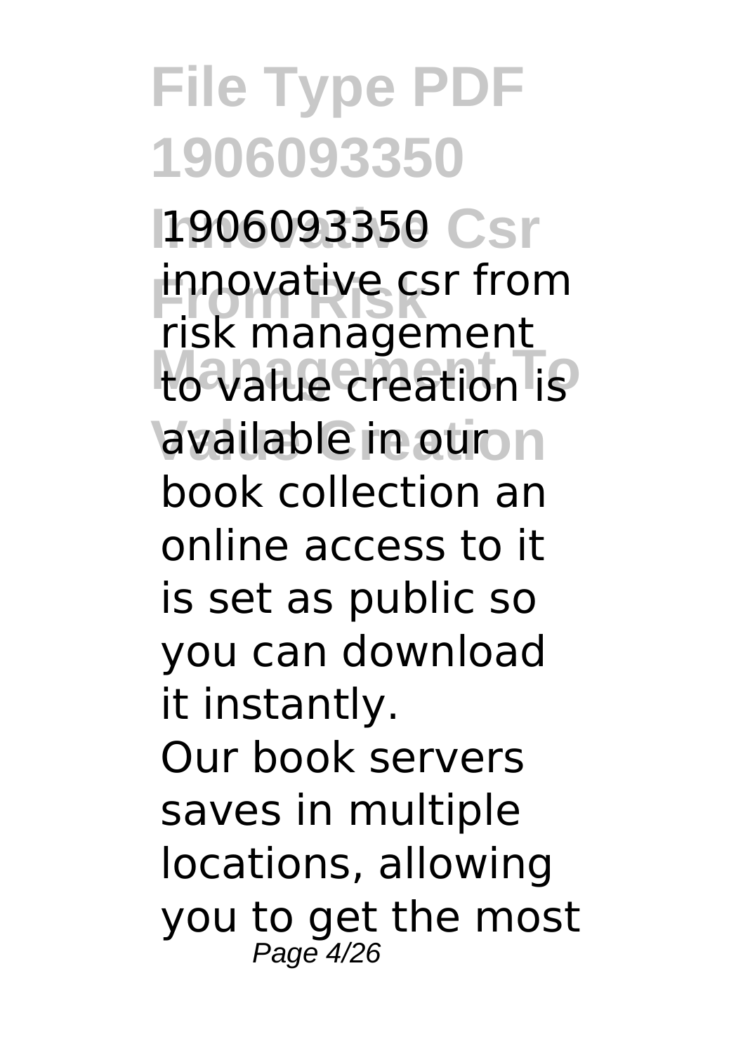1906093350 innovative csr from risk management to value creation is available in our book collection an online access to it is set as public so you can download it instantly.

Our book servers saves in multiple locations, allowing you to get the most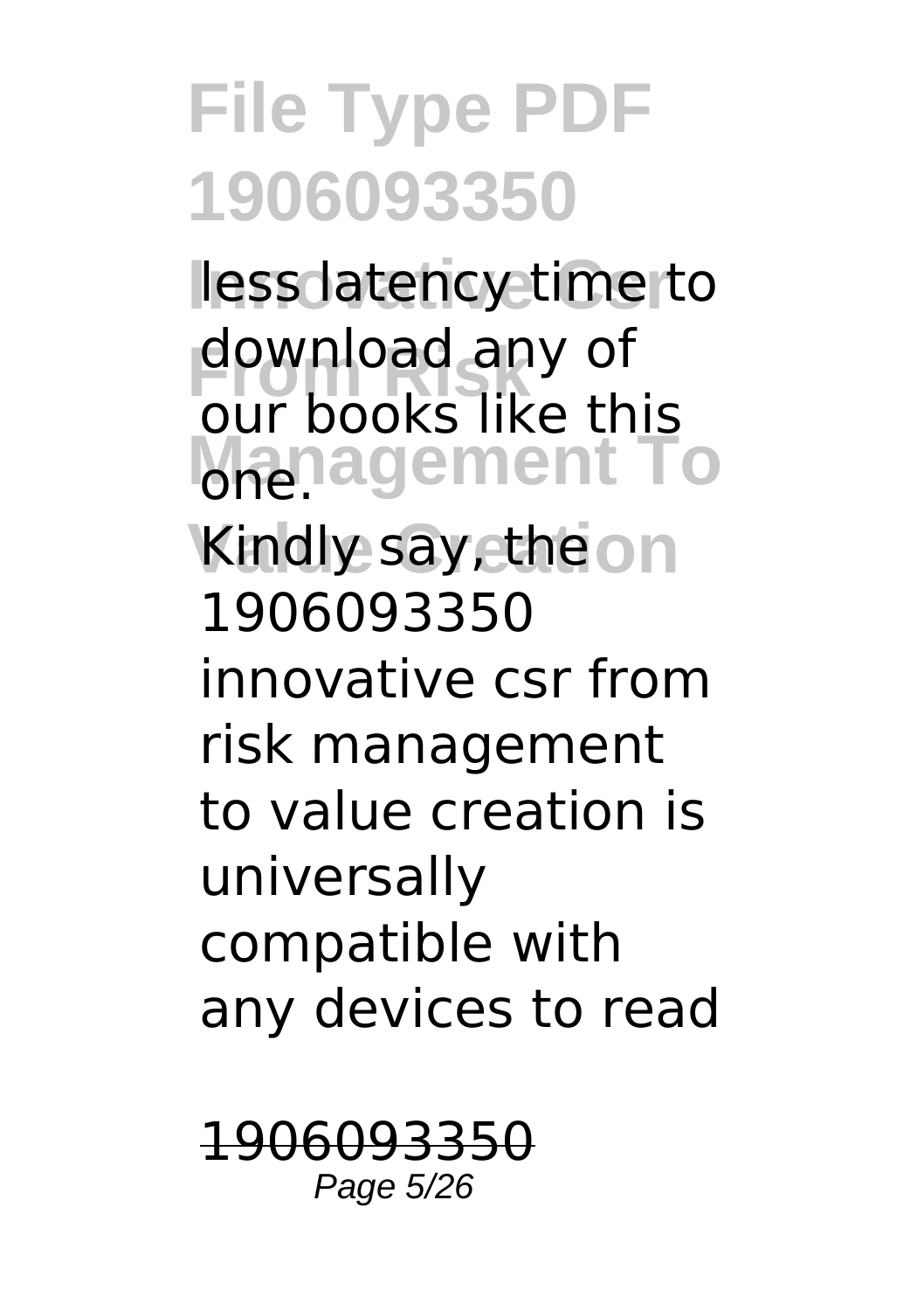less latency time to download any of our books like this one.

Kindly say, the 1906093350 innovative csr from risk management to value creation is universally compatible with any devices to read

~~1906093350~~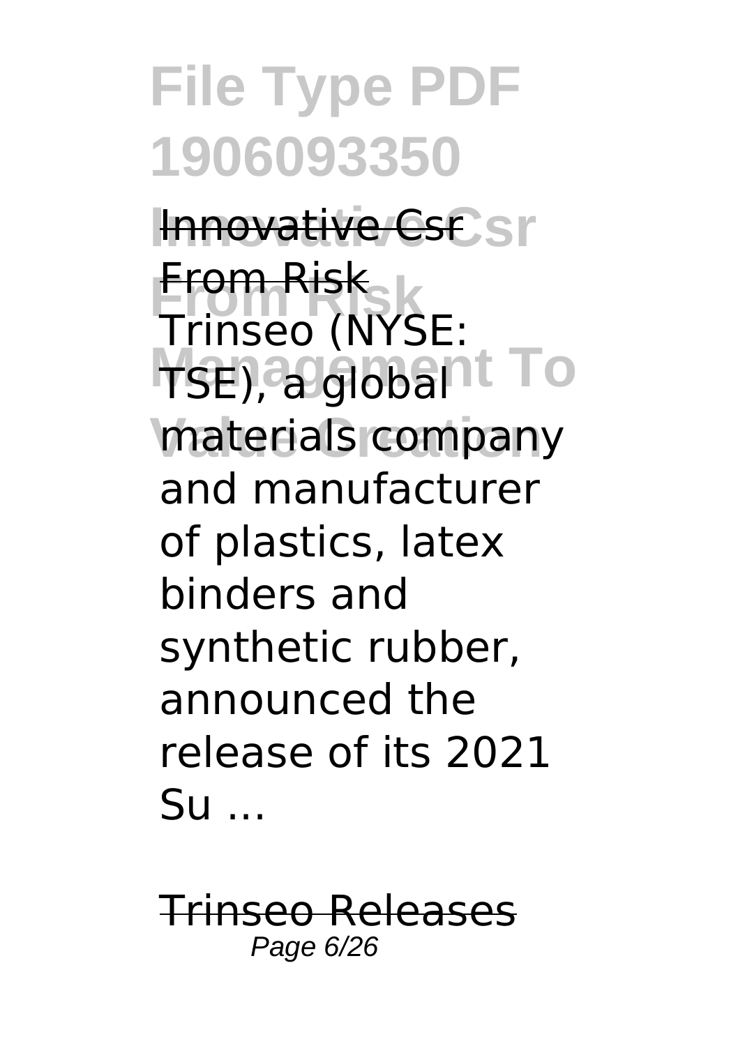Innovative Csr From Risk

Trinseo (NYSE: TSE), a global materials company and manufacturer of plastics, latex binders and synthetic rubber, announced the release of its 2021 Su ...

Trinseo Releases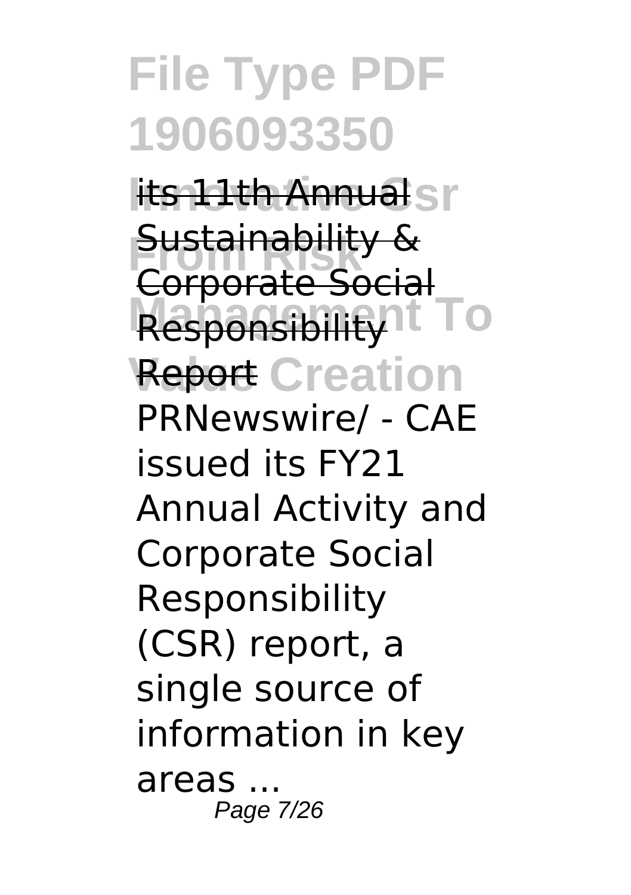its 11th Annual Sustainability & Corporate Social Responsibility Report

PRNewswire/ - CAE issued its FY21 Annual Activity and Corporate Social Responsibility (CSR) report, a single source of information in key areas ...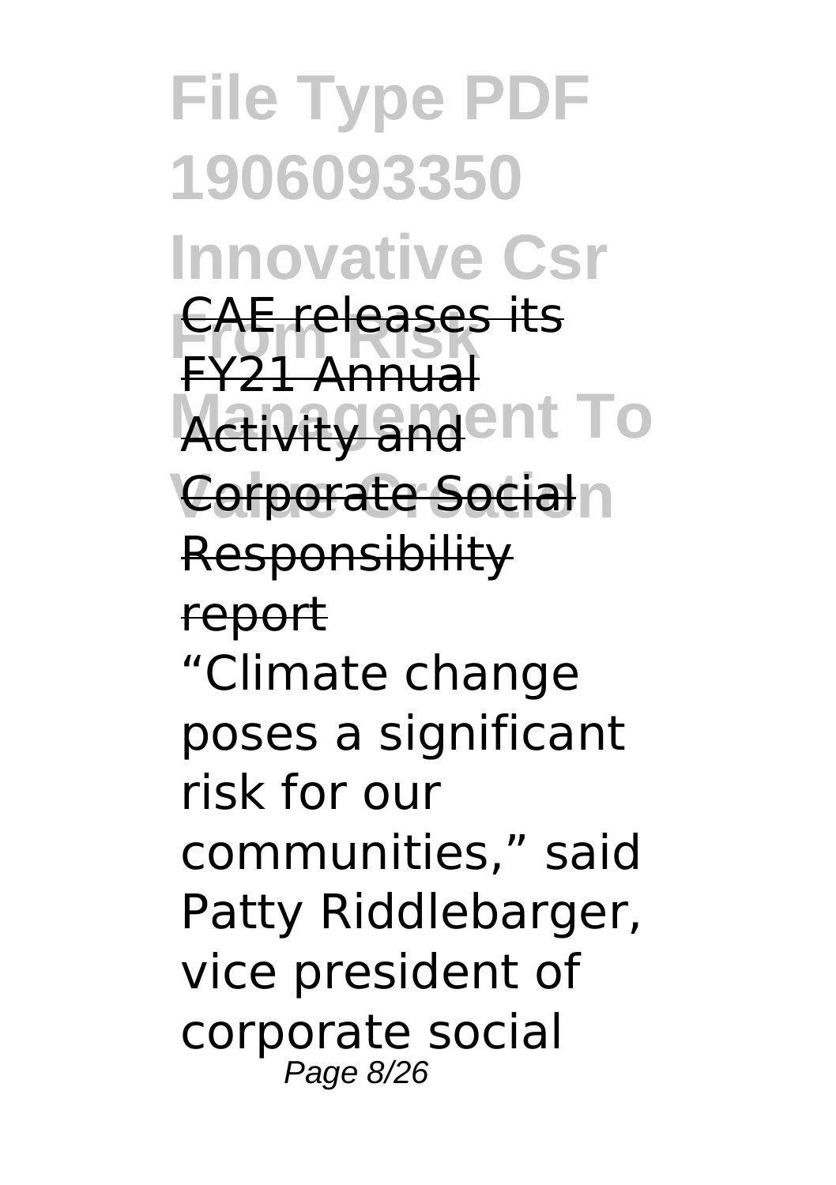CAE releases its FY21 Annual Activity and Corporate Social Responsibility report

"Climate change poses a significant risk for our communities," said Patty Riddlebarger, vice president of corporate social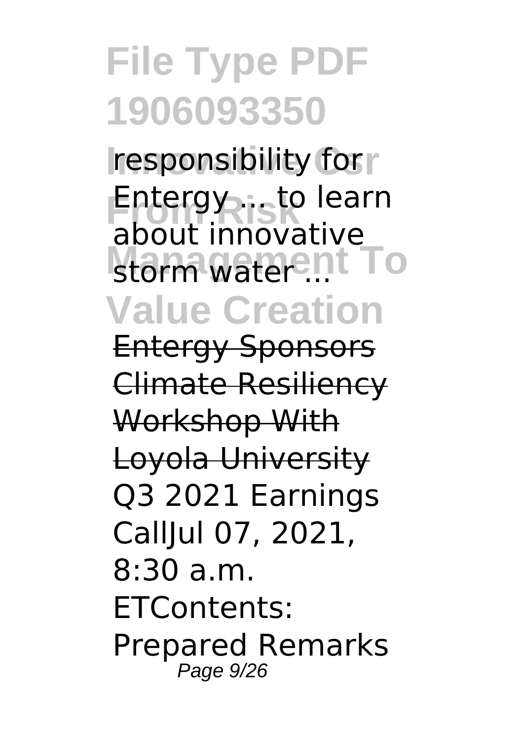responsibility for Entergy ... to learn about innovative storm water ...

Entergy Sponsors Climate Resiliency Workshop With Loyola University

Q3 2021 Earnings CallJul 07, 2021, 8:30 a.m. ETContents: Prepared Remarks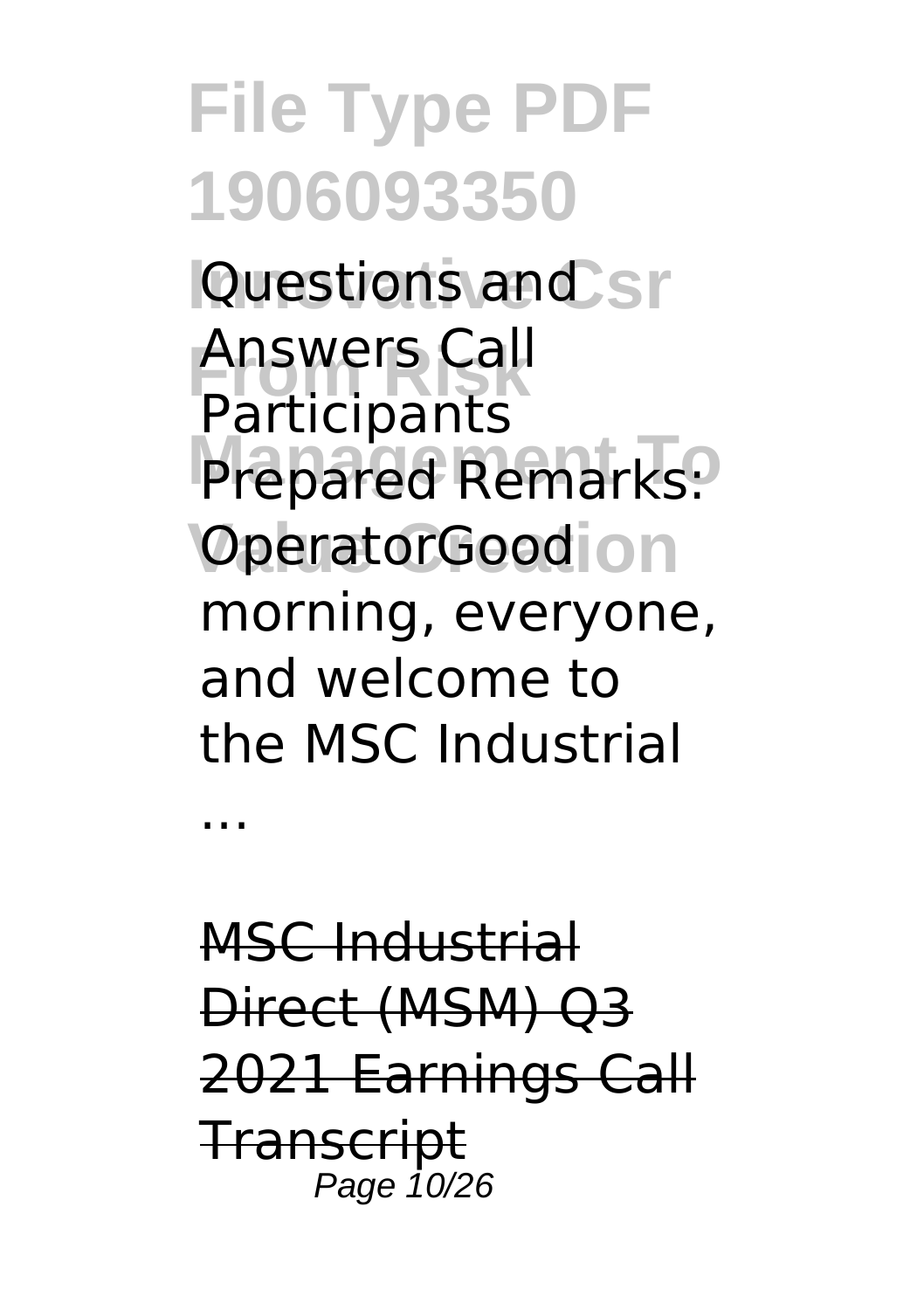Questions and Answers Call Participants Prepared Remarks: OperatorGood morning, everyone, and welcome to the MSC Industrial ...

MSC Industrial Direct (MSM) Q3 2021 Earnings Call Transcript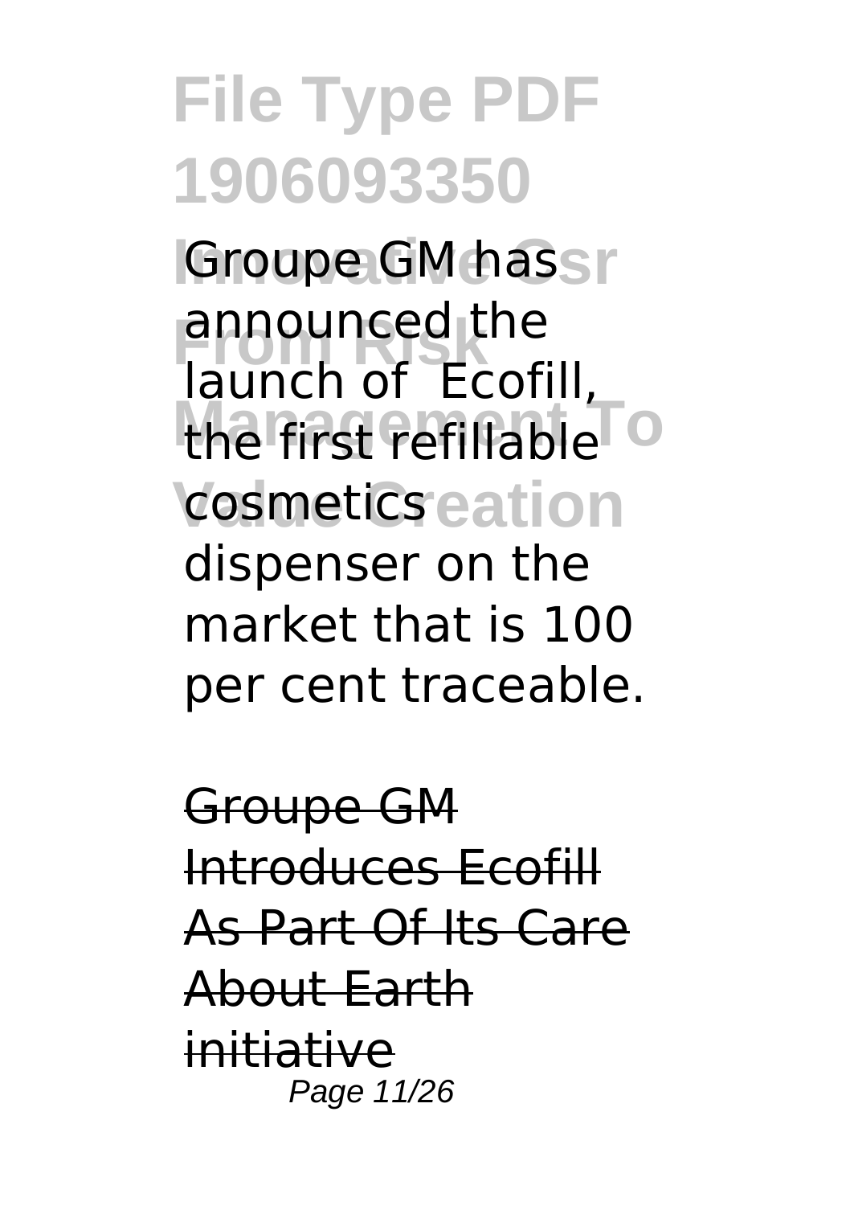Groupe GM has announced the launch of Ecofill, the first refillable cosmetics dispenser on the market that is 100 per cent traceable.

Groupe GM Introduces Ecofill As Part Of Its Care About Earth initiative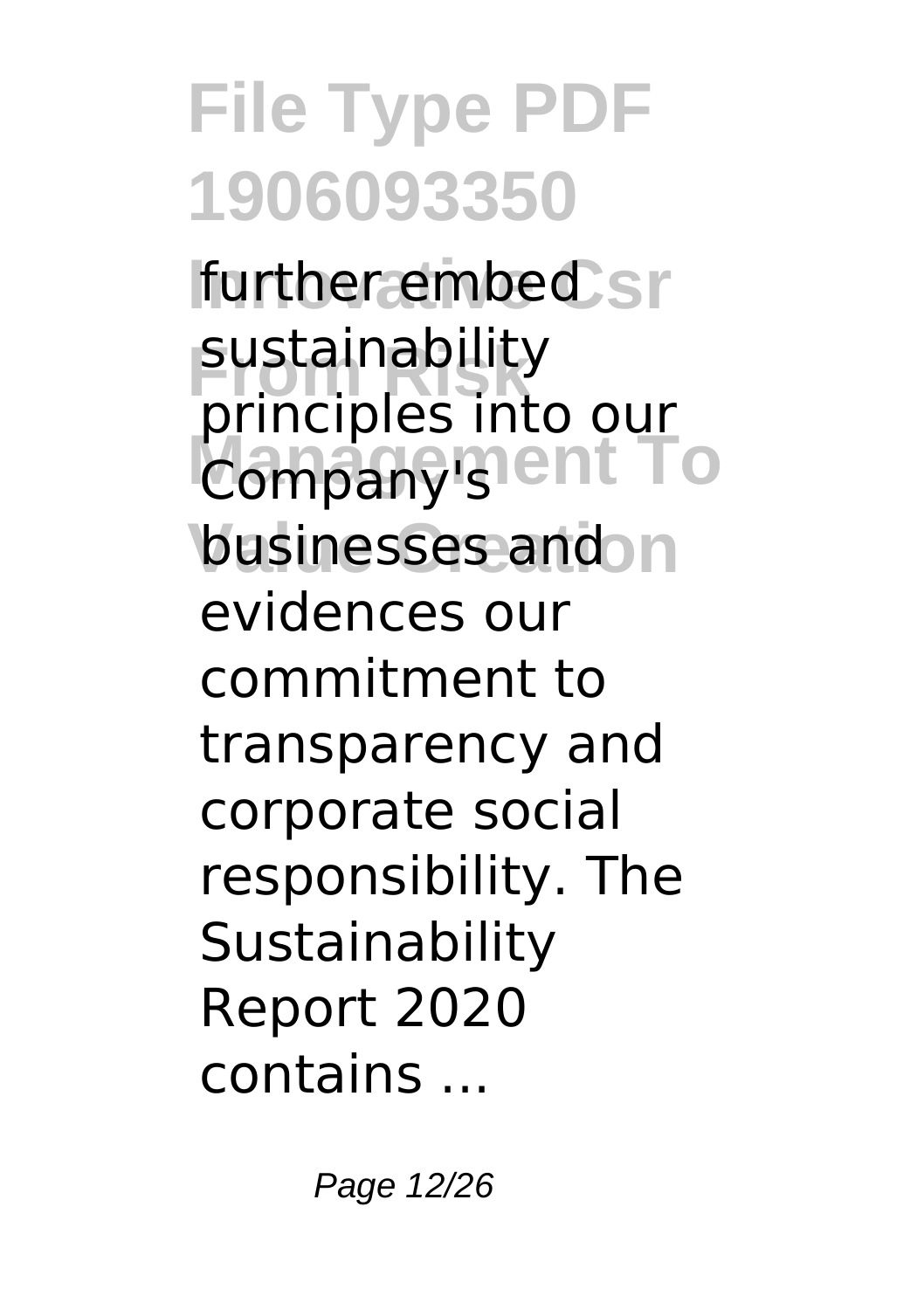further embed sustainability principles into our Company's businesses and evidences our commitment to transparency and corporate social responsibility. The Sustainability Report 2020 contains ...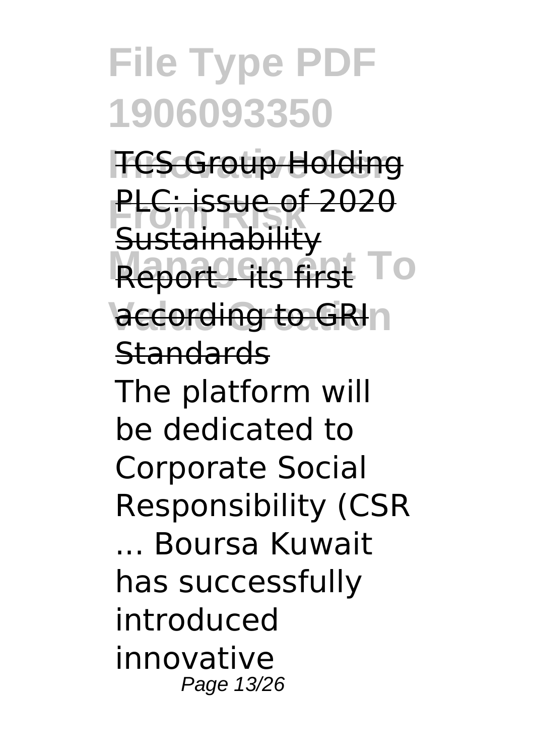~~TCS Group Holding PLC: issue of 2020 Sustainability Report - its first according to GRI Standards~~

The platform will be dedicated to Corporate Social Responsibility (CSR ... Boursa Kuwait has successfully introduced innovative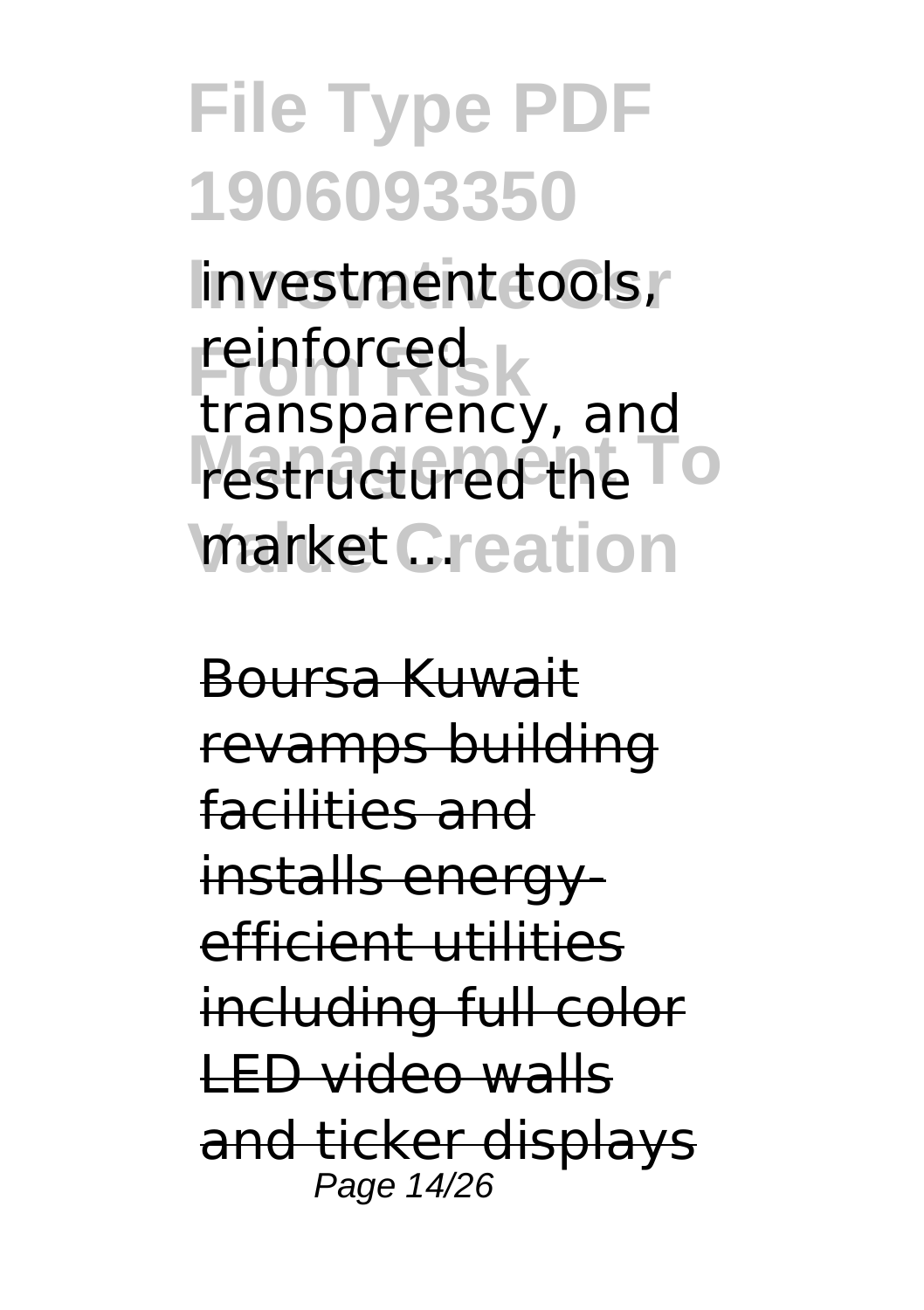investment tools, reinforced transparency, and restructured the market ...

Boursa Kuwait revamps building facilities and installs energy-efficient utilities including full color LED video walls and ticker displays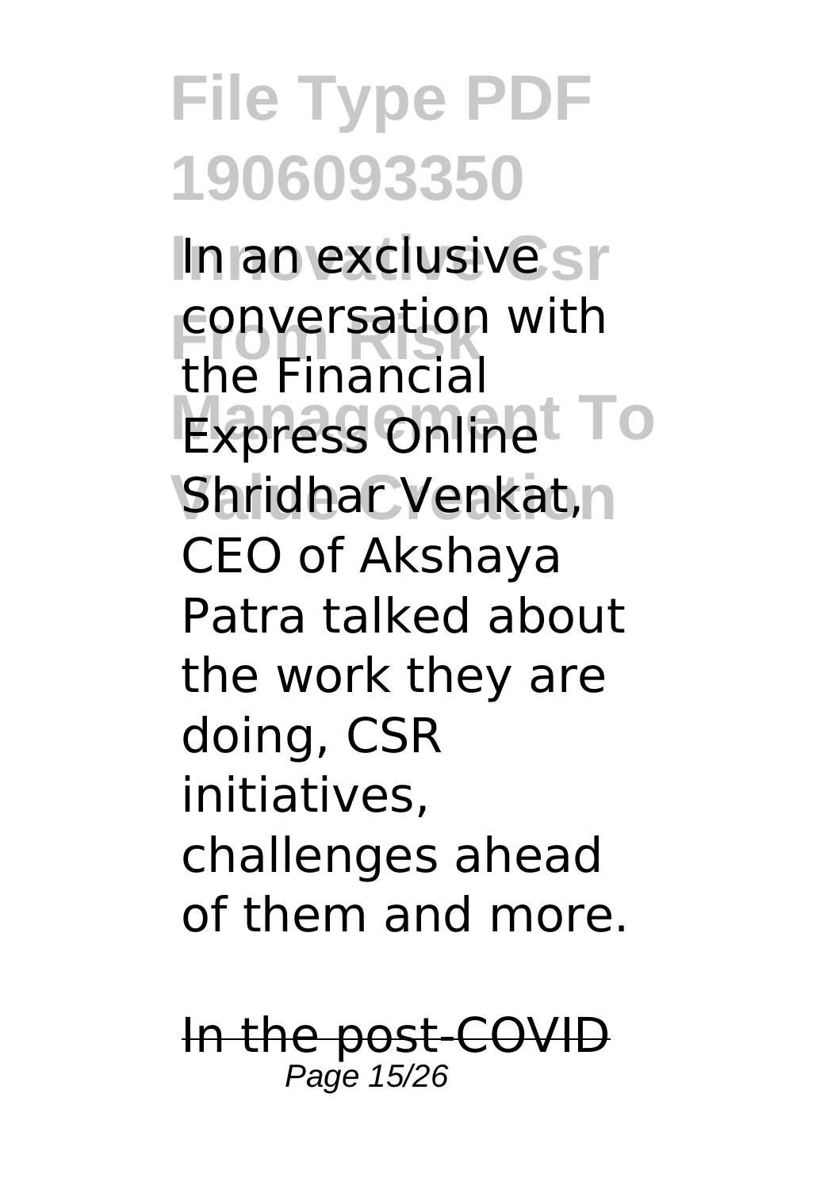In an exclusive conversation with the Financial Express Online Shridhar Venkat, CEO of Akshaya Patra talked about the work they are doing, CSR initiatives, challenges ahead of them and more.

~~In the post-COVID~~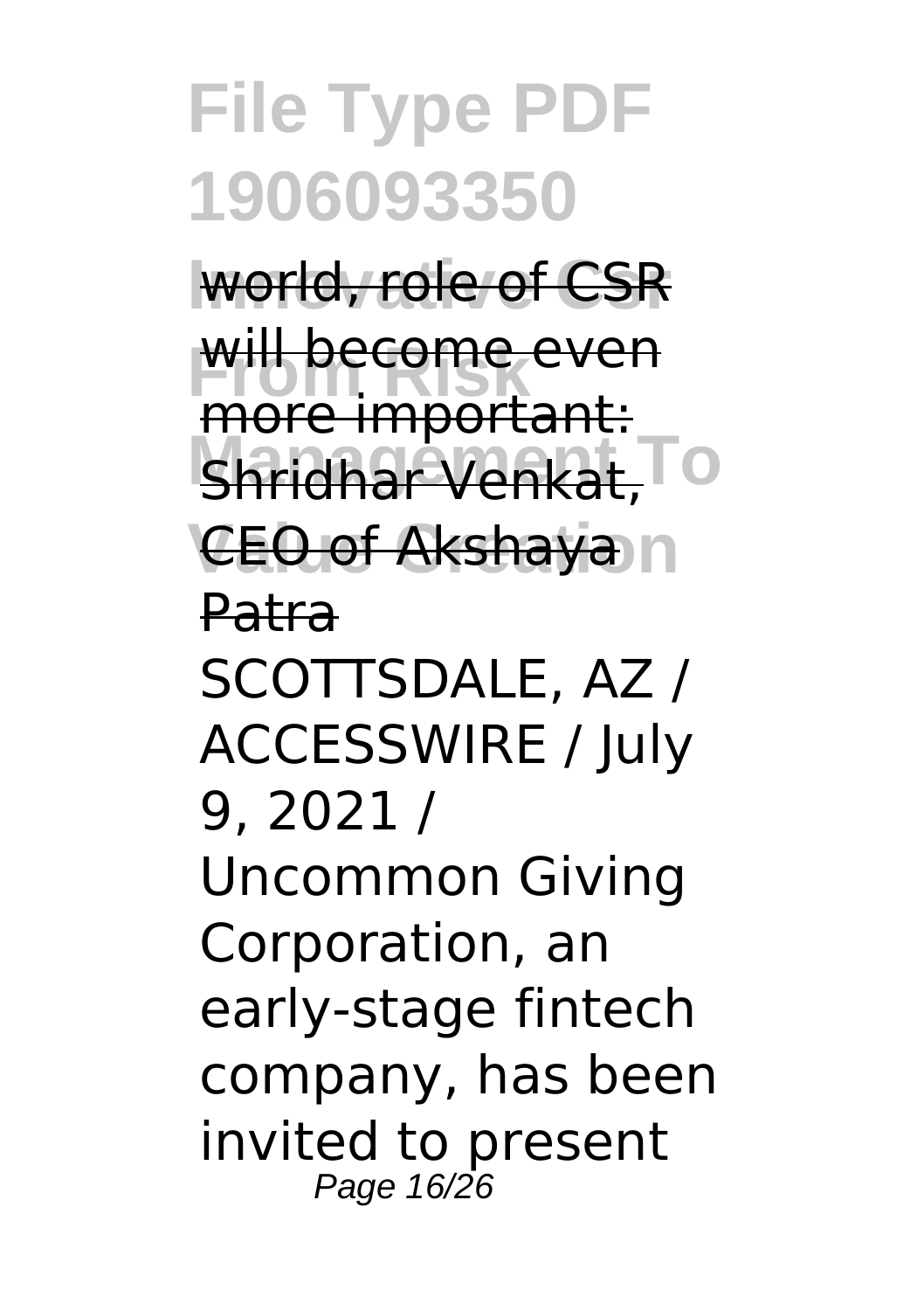world, role of CSR will become even more important: Shridhar Venkat, CEO of Akshaya Patra

SCOTTSDALE, AZ / ACCESSWIRE / July 9, 2021 / Uncommon Giving Corporation, an early-stage fintech company, has been invited to present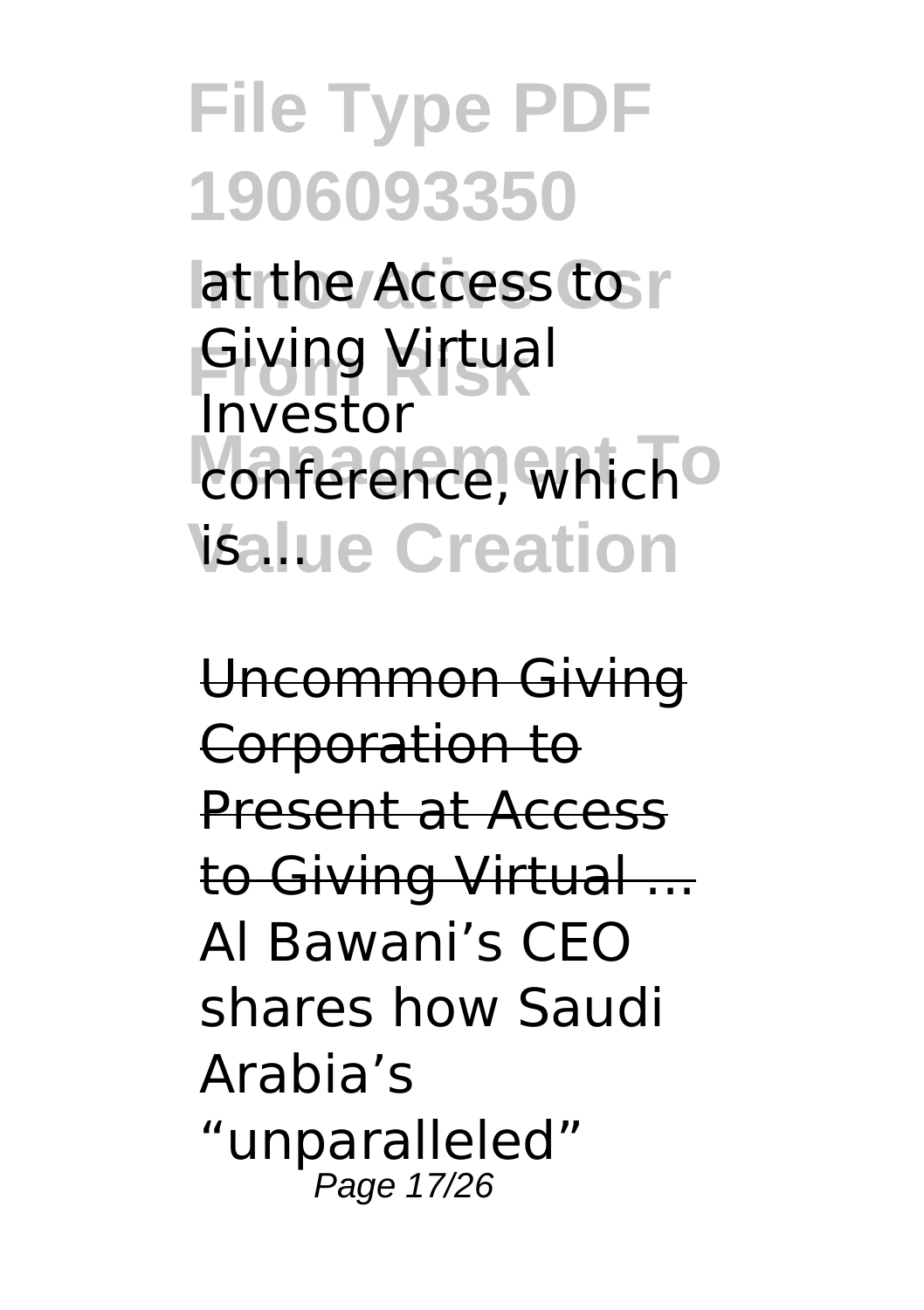at the Access to Giving Virtual Investor conference, which is ...

Uncommon Giving Corporation to Present at Access to Giving Virtual ...

Al Bawani's CEO shares how Saudi Arabia's "unparalleled"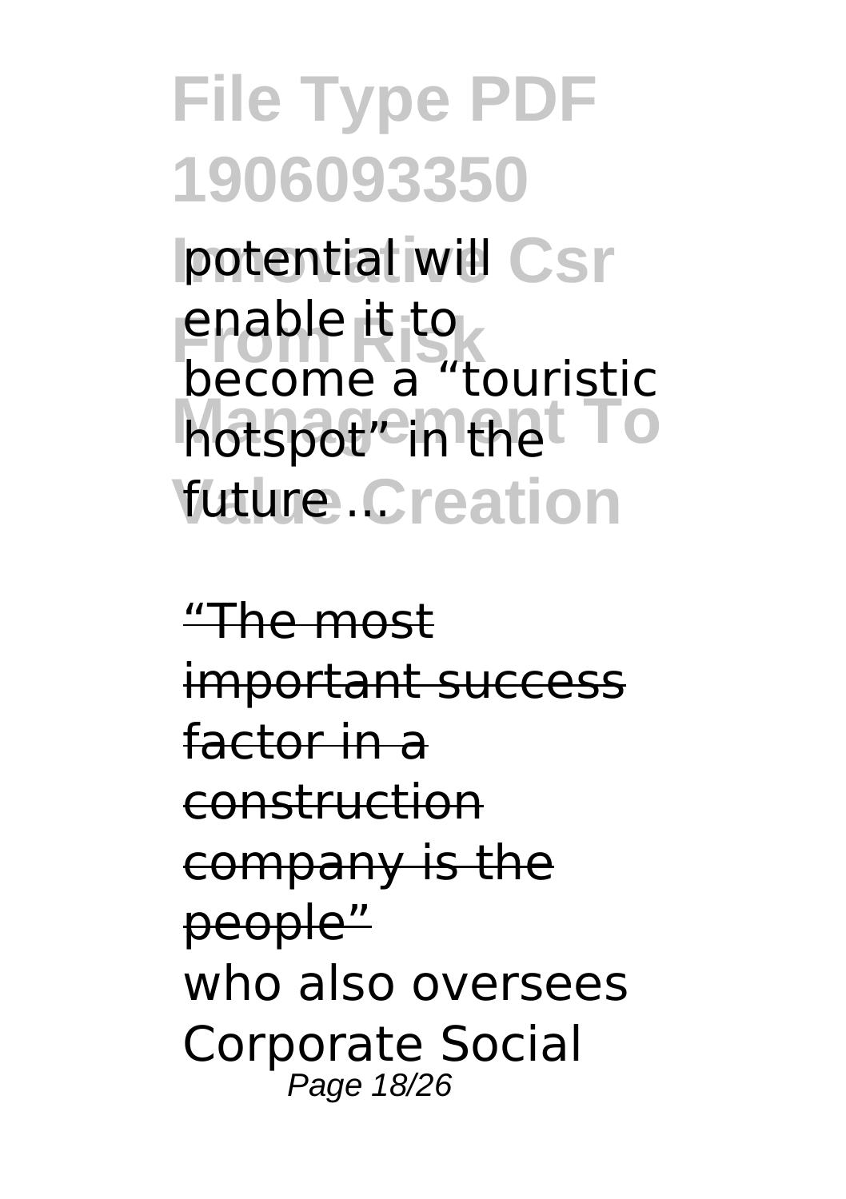potential will enable it to become a "touristic hotspot" in the future ...

"The most important success factor in a construction company is the people"

who also oversees Corporate Social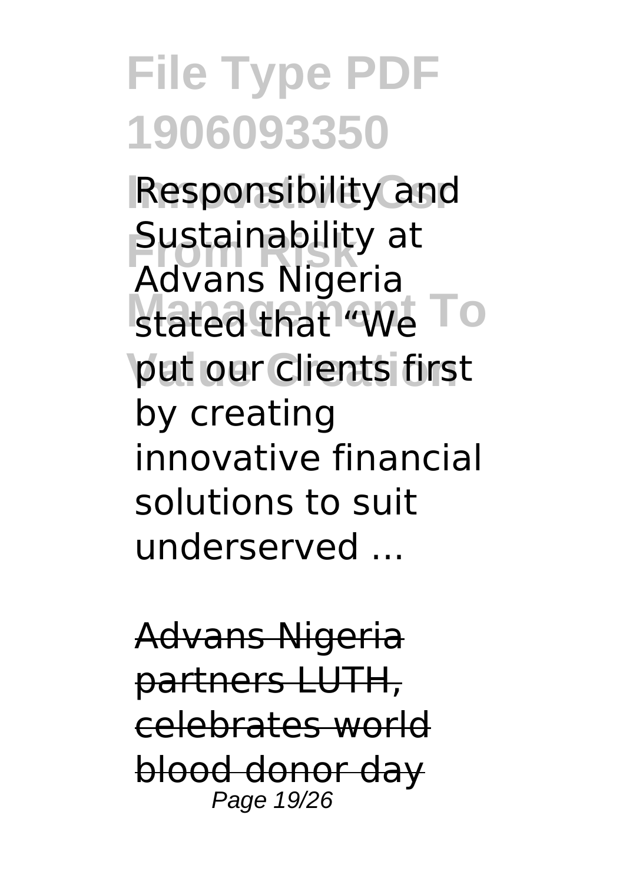Responsibility and Sustainability at Advans Nigeria stated that "We put our clients first by creating innovative financial solutions to suit underserved ...

Advans Nigeria partners LUTH, celebrates world blood donor day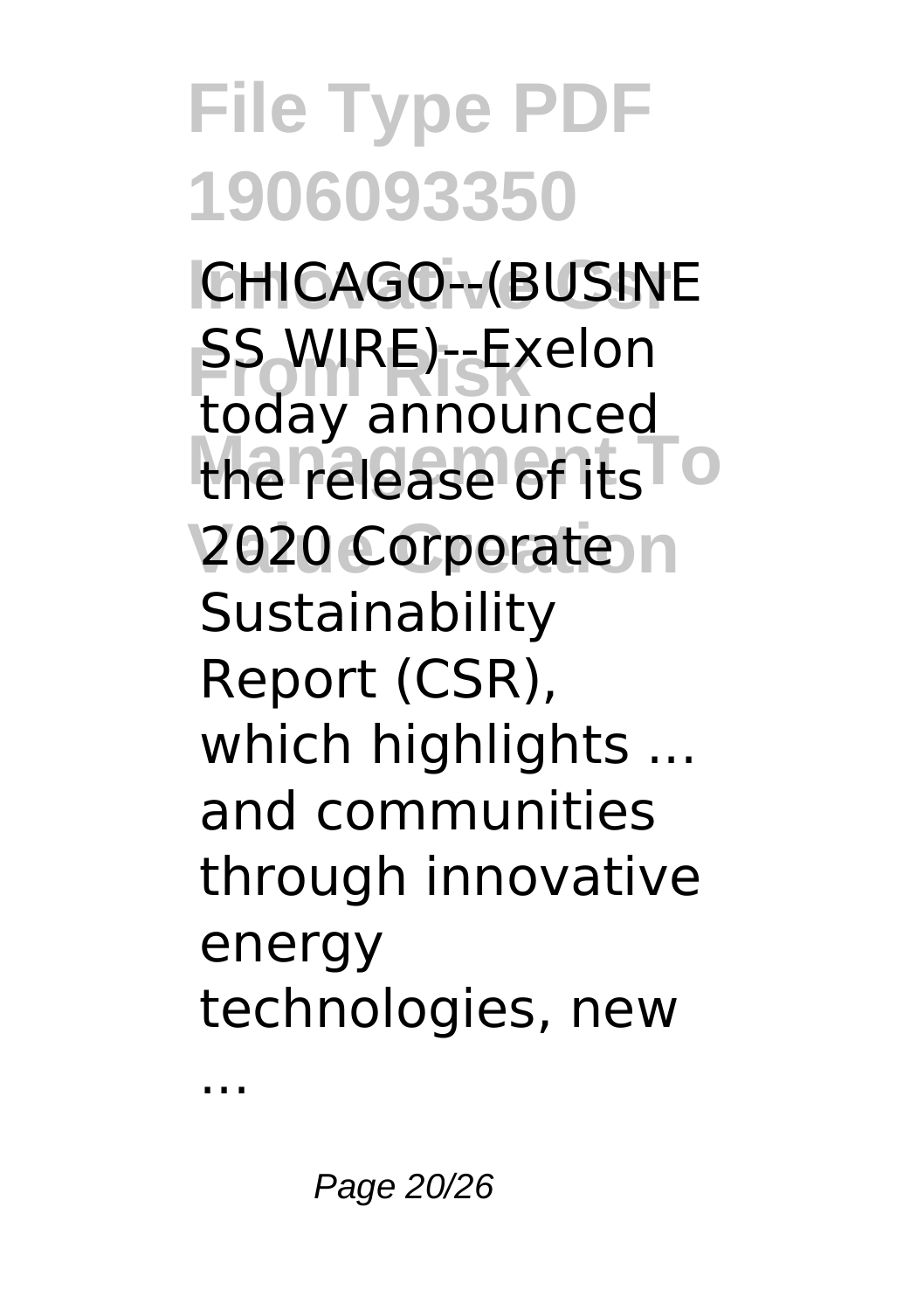CHICAGO--(BUSINESS WIRE)--Exelon today announced the release of its 2020 Corporate Sustainability Report (CSR), which highlights ... and communities through innovative energy technologies, new ...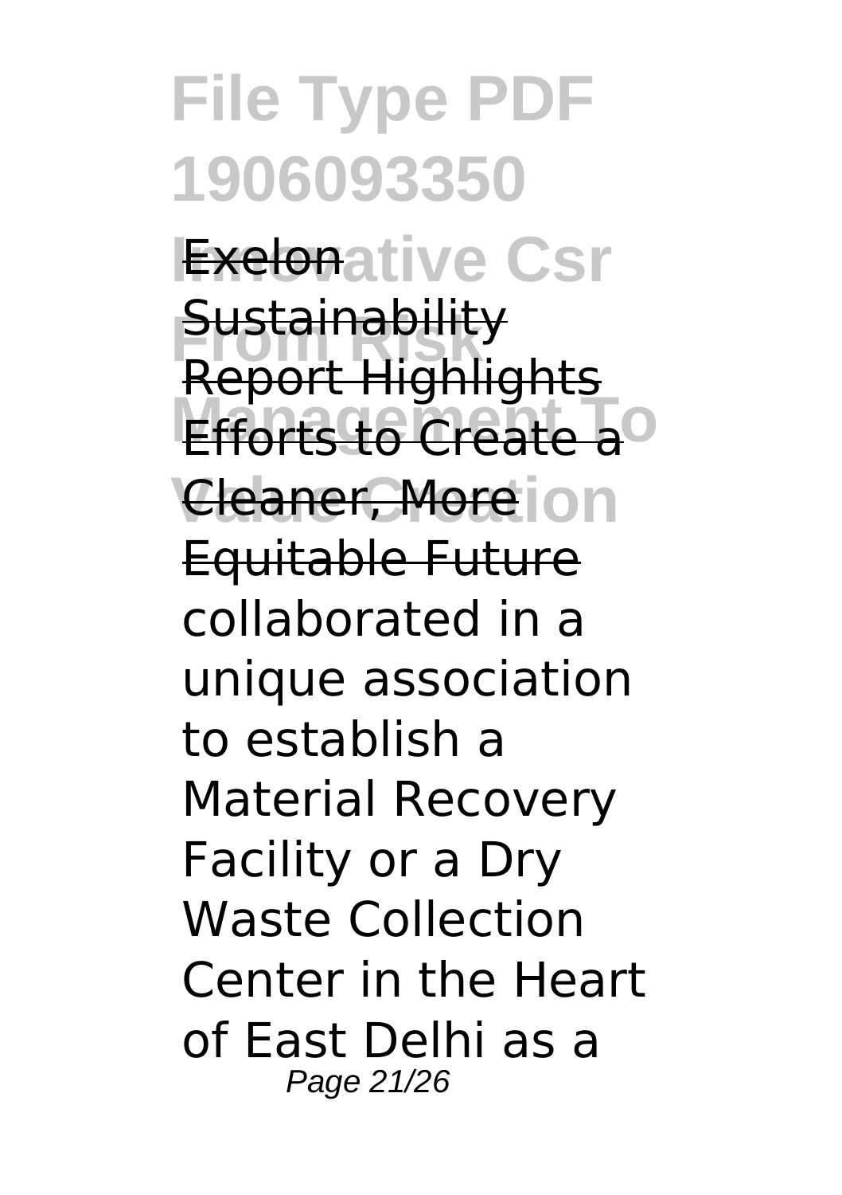Exelon Sustainability Report Highlights Efforts to Create a Cleaner, More Equitable Future

collaborated in a unique association to establish a Material Recovery Facility or a Dry Waste Collection Center in the Heart of East Delhi as a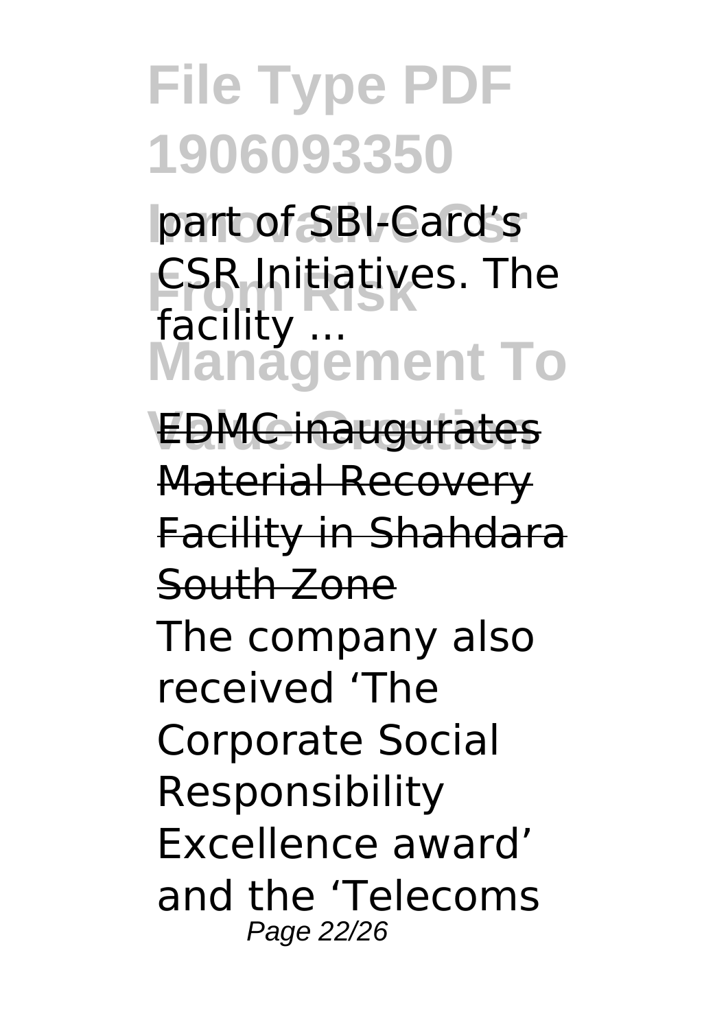part of SBI-Card's CSR Initiatives. The facility ...

EDMC inaugurates Material Recovery Facility in Shahdara South Zone

The company also received 'The Corporate Social Responsibility Excellence award' and the 'Telecoms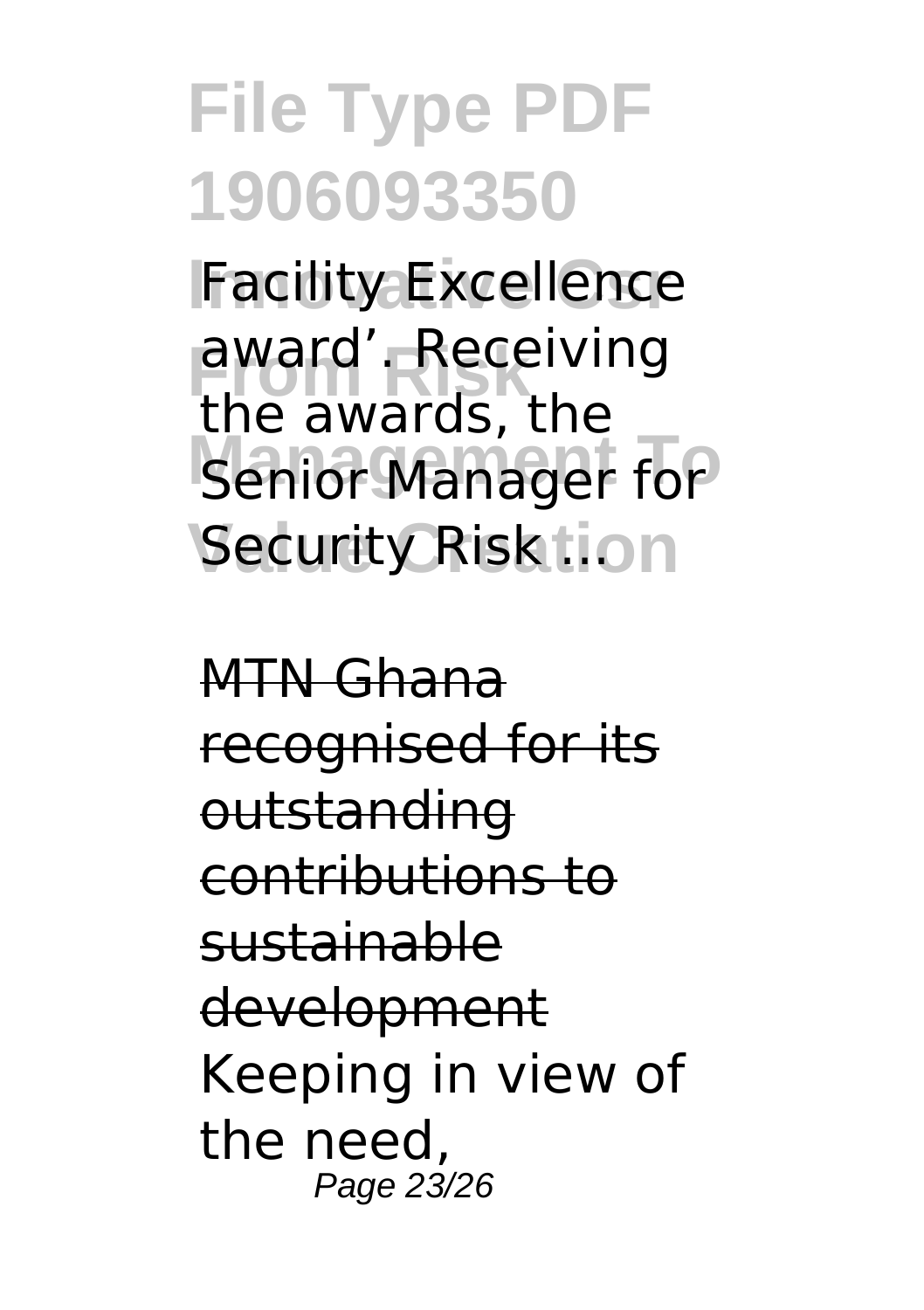Facility Excellence award'. Receiving the awards, the Senior Manager for Security Risk ...

MTN Ghana recognised for its outstanding contributions to sustainable development

Keeping in view of the need,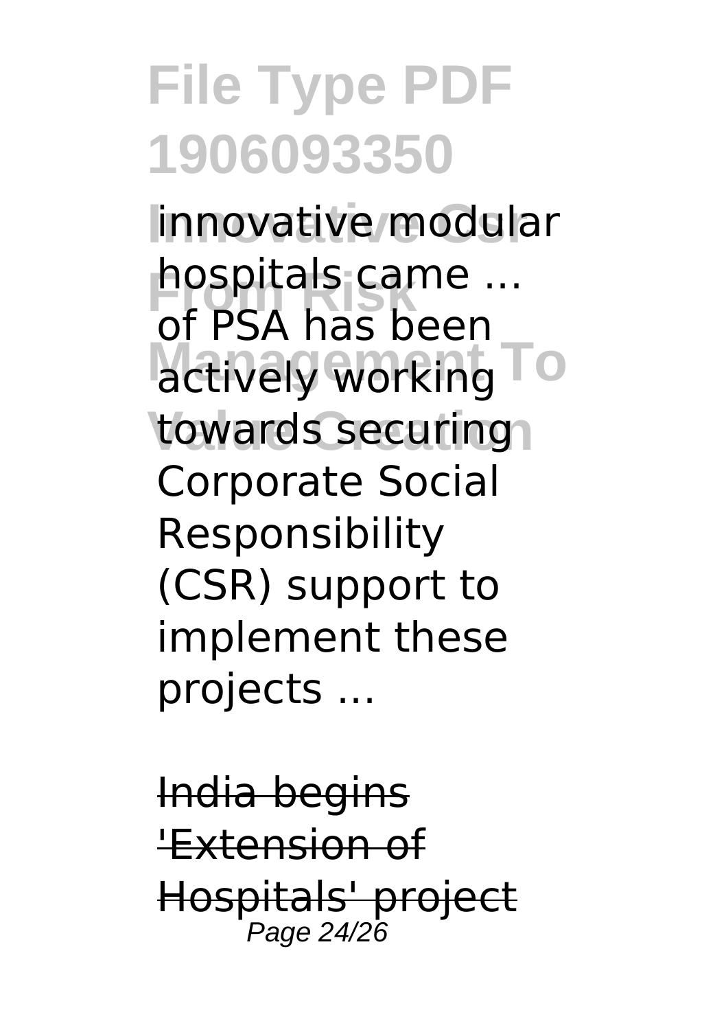innovative modular hospitals came ... of PSA has been actively working towards securing Corporate Social Responsibility (CSR) support to implement these projects ...

India begins 'Extension of Hospitals' project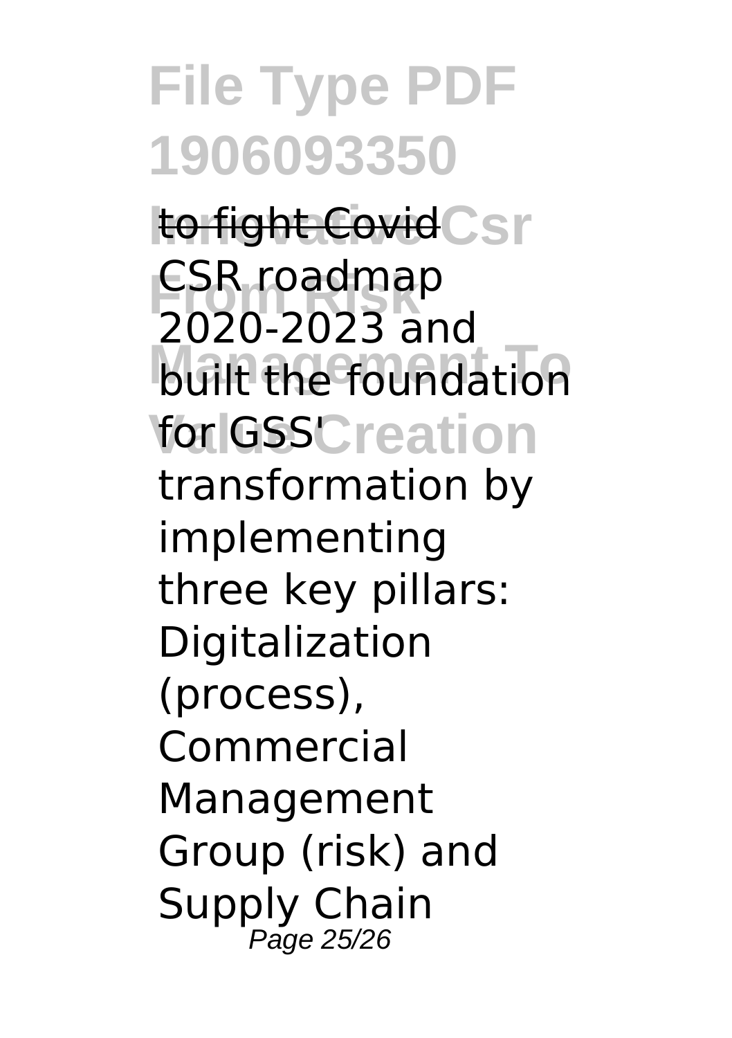to fight Covid

CSR roadmap 2020-2023 and built the foundation for GSS' transformation by implementing three key pillars: Digitalization (process), Commercial Management Group (risk) and Supply Chain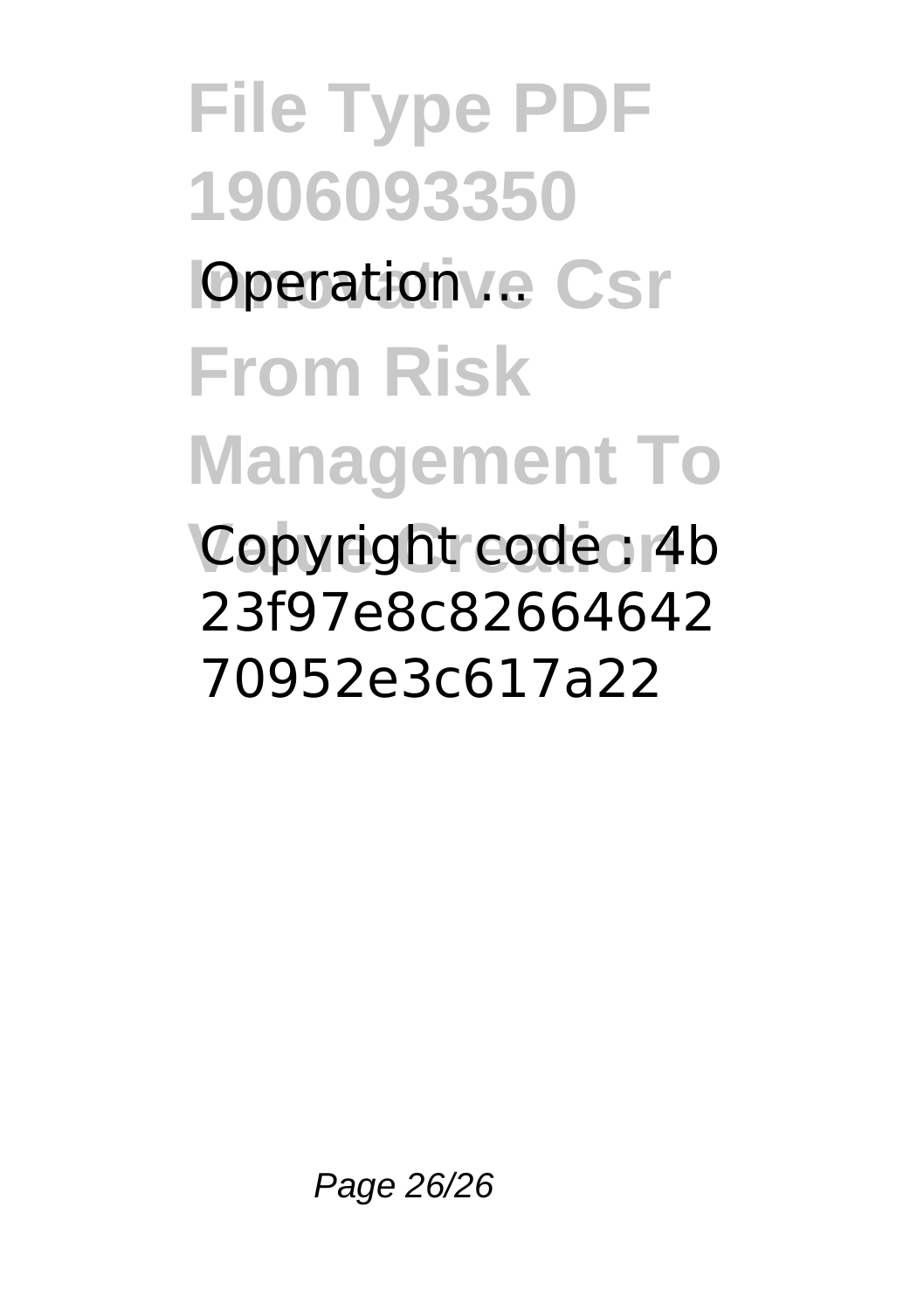Operation ...

Copyright code : 4b23f97e8c8266464270952e3c617a22